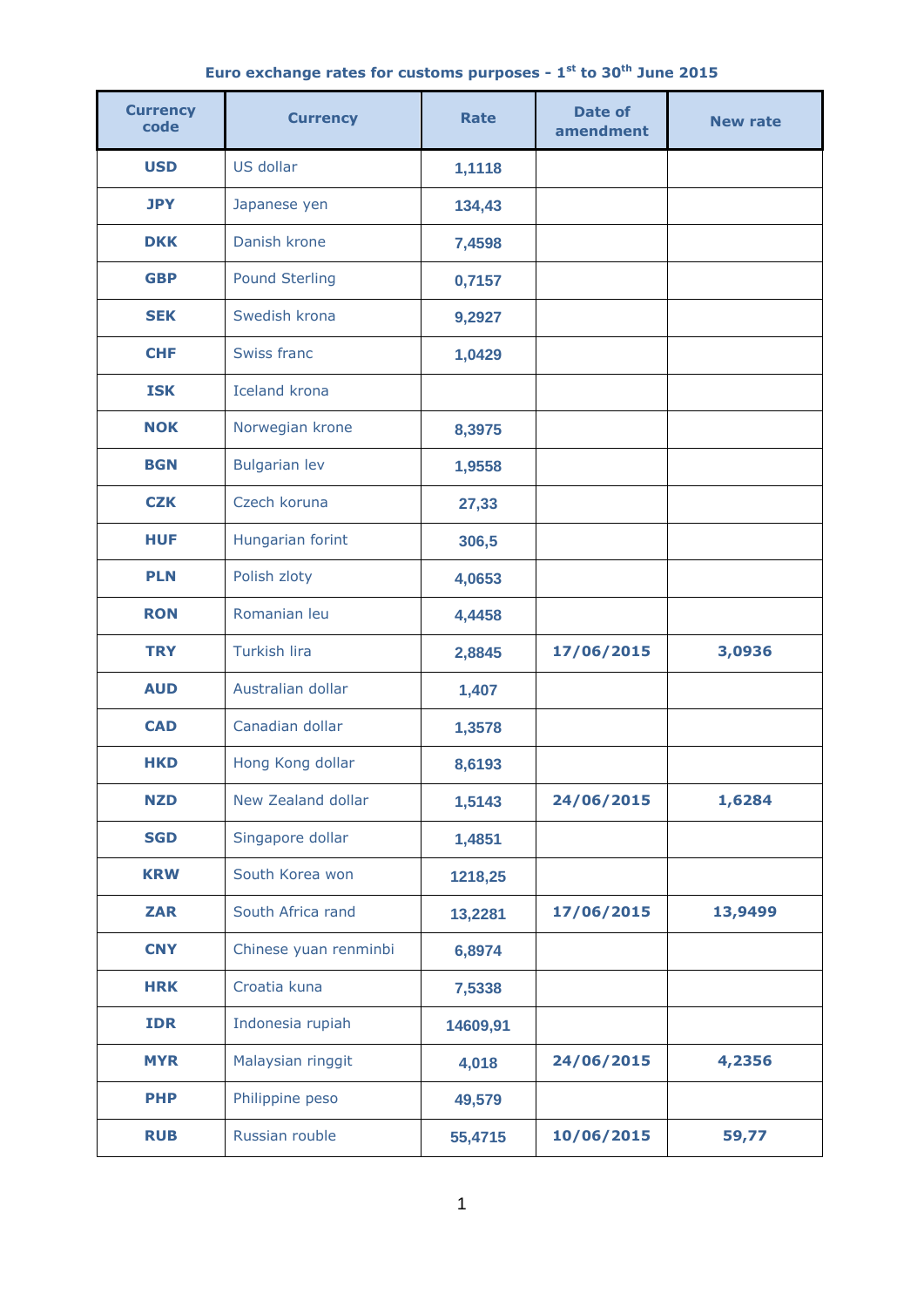**Euro exchange rates for customs purposes - 1st to 30th June 2015**

| Currency code | Currency | Rate | Date of amendment | New rate |
|---|---|---|---|---|
| **USD** | US dollar | 1,1118 | | |
| **JPY** | Japanese yen | 134,43 | | |
| **DKK** | Danish krone | 7,4598 | | |
| **GBP** | Pound Sterling | 0,7157 | | |
| **SEK** | Swedish krona | 9,2927 | | |
| **CHF** | Swiss franc | 1,0429 | | |
| **ISK** | Iceland krona | | | |
| **NOK** | Norwegian krone | 8,3975 | | |
| **BGN** | Bulgarian lev | 1,9558 | | |
| **CZK** | Czech koruna | 27,33 | | |
| **HUF** | Hungarian forint | 306,5 | | |
| **PLN** | Polish zloty | 4,0653 | | |
| **RON** | Romanian leu | 4,4458 | | |
| **TRY** | Turkish lira | 2,8845 | 17/06/2015 | 3,0936 |
| **AUD** | Australian dollar | 1,407 | | |
| **CAD** | Canadian dollar | 1,3578 | | |
| **HKD** | Hong Kong dollar | 8,6193 | | |
| **NZD** | New Zealand dollar | 1,5143 | 24/06/2015 | 1,6284 |
| **SGD** | Singapore dollar | 1,4851 | | |
| **KRW** | South Korea won | 1218,25 | | |
| **ZAR** | South Africa rand | 13,2281 | 17/06/2015 | 13,9499 |
| **CNY** | Chinese yuan renminbi | 6,8974 | | |
| **HRK** | Croatia kuna | 7,5338 | | |
| **IDR** | Indonesia rupiah | 14609,91 | | |
| **MYR** | Malaysian ringgit | 4,018 | 24/06/2015 | 4,2356 |
| **PHP** | Philippine peso | 49,579 | | |
| **RUB** | Russian rouble | 55,4715 | 10/06/2015 | 59,77 |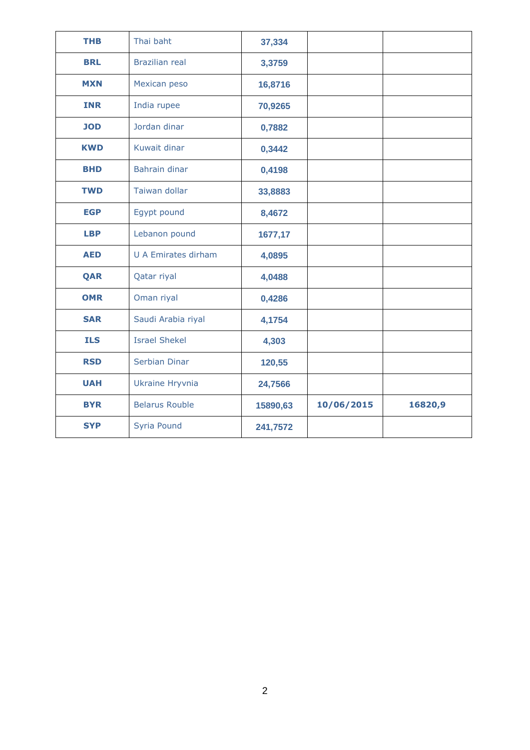| | | | | |
|---|---|---|---|---|
| **THB** | Thai baht | **37,334** | | |
| **BRL** | Brazilian real | **3,3759** | | |
| **MXN** | Mexican peso | **16,8716** | | |
| **INR** | India rupee | **70,9265** | | |
| **JOD** | Jordan dinar | **0,7882** | | |
| **KWD** | Kuwait dinar | **0,3442** | | |
| **BHD** | Bahrain dinar | **0,4198** | | |
| **TWD** | Taiwan dollar | **33,8883** | | |
| **EGP** | Egypt pound | **8,4672** | | |
| **LBP** | Lebanon pound | **1677,17** | | |
| **AED** | U A Emirates dirham | **4,0895** | | |
| **QAR** | Qatar riyal | **4,0488** | | |
| **OMR** | Oman riyal | **0,4286** | | |
| **SAR** | Saudi Arabia riyal | **4,1754** | | |
| **ILS** | Israel Shekel | **4,303** | | |
| **RSD** | Serbian Dinar | **120,55** | | |
| **UAH** | Ukraine Hryvnia | **24,7566** | | |
| **BYR** | Belarus Rouble | **15890,63** | **10/06/2015** | **16820,9** |
| **SYP** | Syria Pound | **241,7572** | | |